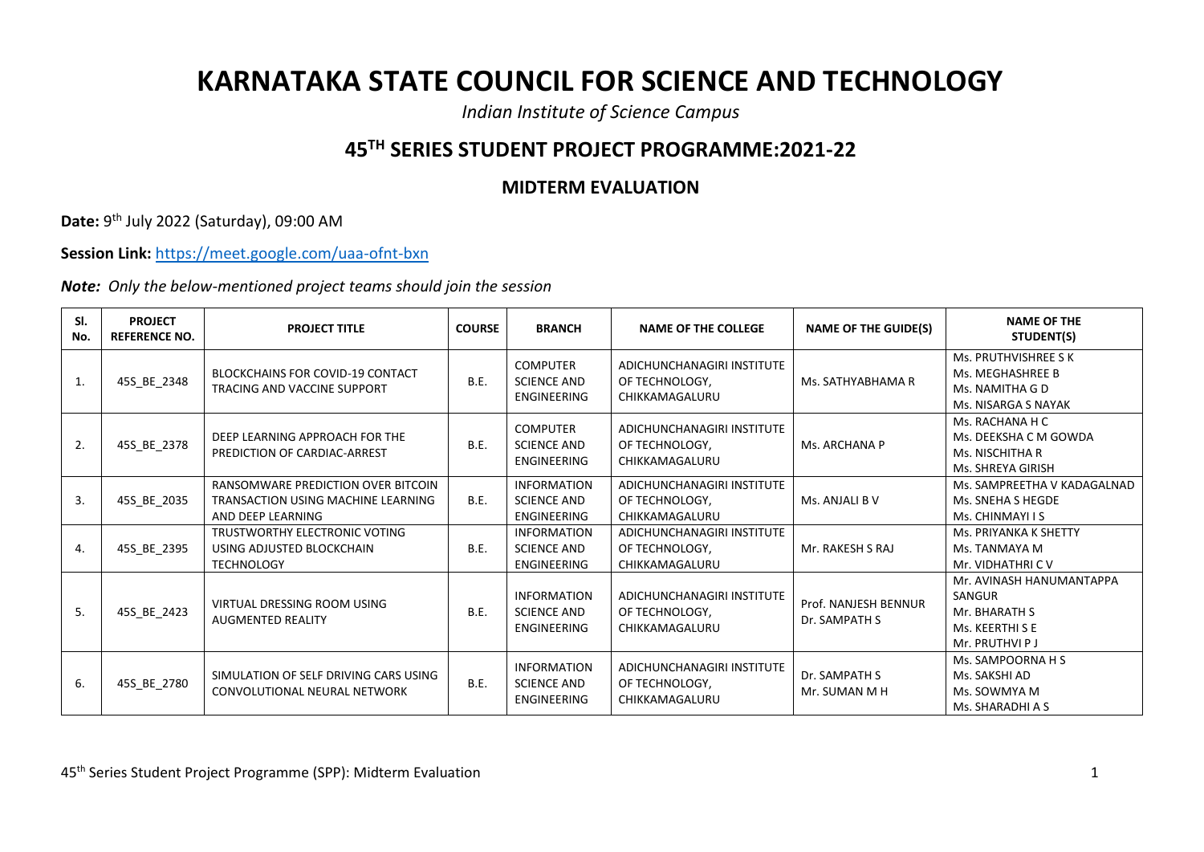# KARNATAKA STATE COUNCIL FOR SCIENCE AND TECHNOLOGY

*Indian Institute of Science Campus*

## 45TH SERIES STUDENT PROJECT PROGRAMME:2021-22

### MIDTERM EVALUATION

**Date:** 9th July 2022 (Saturday), 09:00 AM

**Session Link:** https://meet.google.com/uaa-ofnt-bxn

***Note:*** *Only the below-mentioned project teams should join the session*

| Sl. No. | PROJECT REFERENCE NO. | PROJECT TITLE | COURSE | BRANCH | NAME OF THE COLLEGE | NAME OF THE GUIDE(S) | NAME OF THE STUDENT(S) |
|---|---|---|---|---|---|---|---|
| 1. | 45S_BE_2348 | BLOCKCHAINS FOR COVID-19 CONTACT TRACING AND VACCINE SUPPORT | B.E. | COMPUTER SCIENCE AND ENGINEERING | ADICHUNCHANAGIRI INSTITUTE OF TECHNOLOGY, CHIKKAMAGALURU | Ms. SATHYABHAMA R | Ms. PRUTHVISHREE S K<br>Ms. MEGHASHREE B<br>Ms. NAMITHA G D<br>Ms. NISARGA S NAYAK |
| 2. | 45S_BE_2378 | DEEP LEARNING APPROACH FOR THE PREDICTION OF CARDIAC-ARREST | B.E. | COMPUTER SCIENCE AND ENGINEERING | ADICHUNCHANAGIRI INSTITUTE OF TECHNOLOGY, CHIKKAMAGALURU | Ms. ARCHANA P | Ms. RACHANA H C<br>Ms. DEEKSHA C M GOWDA<br>Ms. NISCHITHA R<br>Ms. SHREYA GIRISH |
| 3. | 45S_BE_2035 | RANSOMWARE PREDICTION OVER BITCOIN TRANSACTION USING MACHINE LEARNING AND DEEP LEARNING | B.E. | INFORMATION SCIENCE AND ENGINEERING | ADICHUNCHANAGIRI INSTITUTE OF TECHNOLOGY, CHIKKAMAGALURU | Ms. ANJALI B V | Ms. SAMPREETHA V KADAGALNAD<br>Ms. SNEHA S HEGDE<br>Ms. CHINMAYI I S |
| 4. | 45S_BE_2395 | TRUSTWORTHY ELECTRONIC VOTING USING ADJUSTED BLOCKCHAIN TECHNOLOGY | B.E. | INFORMATION SCIENCE AND ENGINEERING | ADICHUNCHANAGIRI INSTITUTE OF TECHNOLOGY, CHIKKAMAGALURU | Mr. RAKESH S RAJ | Ms. PRIYANKA K SHETTY<br>Ms. TANMAYA M<br>Mr. VIDHATHRI C V |
| 5. | 45S_BE_2423 | VIRTUAL DRESSING ROOM USING AUGMENTED REALITY | B.E. | INFORMATION SCIENCE AND ENGINEERING | ADICHUNCHANAGIRI INSTITUTE OF TECHNOLOGY, CHIKKAMAGALURU | Prof. NANJESH BENNUR<br>Dr. SAMPATH S | Mr. AVINASH HANUMANTAPPA SANGUR<br>Mr. BHARATH S<br>Ms. KEERTHI S E<br>Mr. PRUTHVI P J |
| 6. | 45S_BE_2780 | SIMULATION OF SELF DRIVING CARS USING CONVOLUTIONAL NEURAL NETWORK | B.E. | INFORMATION SCIENCE AND ENGINEERING | ADICHUNCHANAGIRI INSTITUTE OF TECHNOLOGY, CHIKKAMAGALURU | Dr. SAMPATH S<br>Mr. SUMAN M H | Ms. SAMPOORNA H S<br>Ms. SAKSHI AD<br>Ms. SOWMYA M<br>Ms. SHARADHI A S |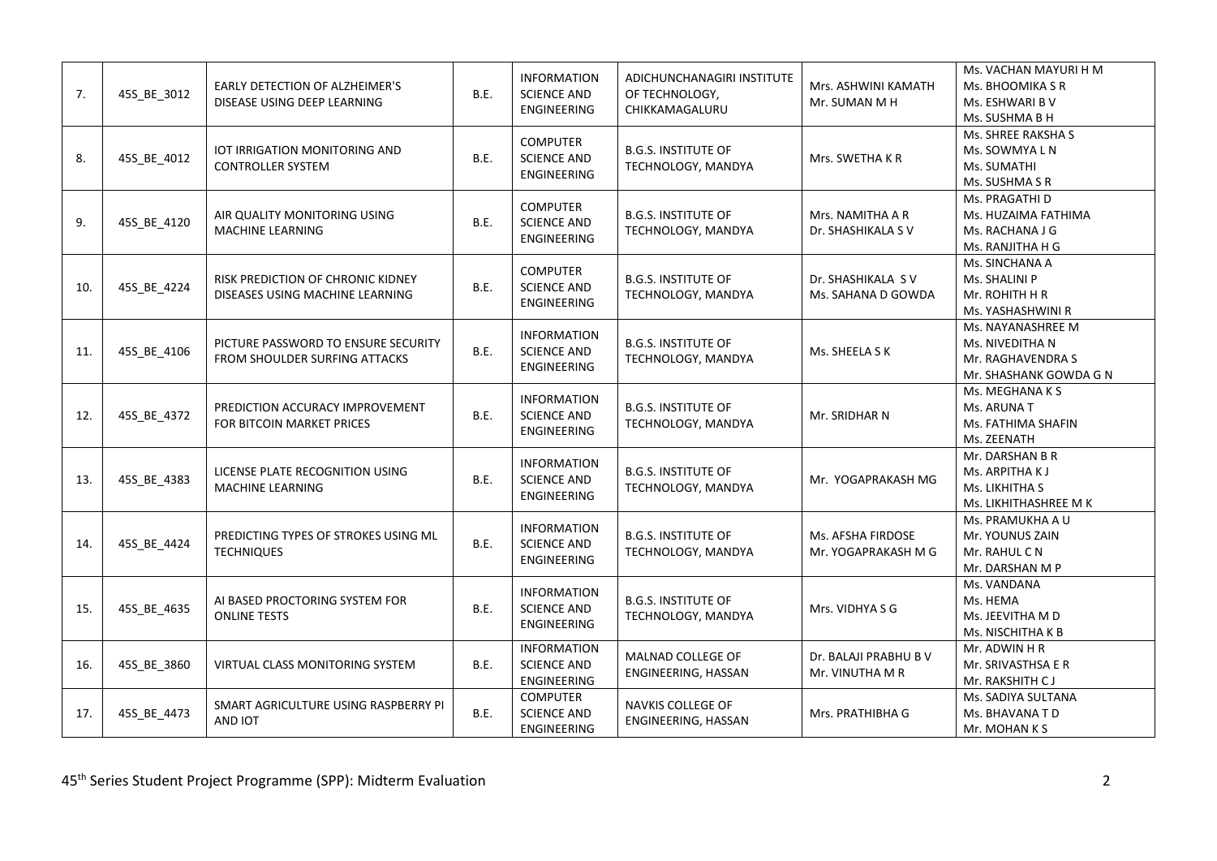| 7. | 45S_BE_3012 | EARLY DETECTION OF ALZHEIMER'S DISEASE USING DEEP LEARNING | B.E. | INFORMATION SCIENCE AND ENGINEERING | ADICHUNCHANAGIRI INSTITUTE OF TECHNOLOGY, CHIKKAMAGALURU | Mrs. ASHWINI KAMATH<br>Mr. SUMAN M H | Ms. VACHAN MAYURI H M<br>Ms. BHOOMIKA S R<br>Ms. ESHWARI B V<br>Ms. SUSHMA B H |
|---|---|---|---|---|---|---|---|
| 8. | 45S_BE_4012 | IOT IRRIGATION MONITORING AND CONTROLLER SYSTEM | B.E. | COMPUTER SCIENCE AND ENGINEERING | B.G.S. INSTITUTE OF TECHNOLOGY, MANDYA | Mrs. SWETHA K R | Ms. SHREE RAKSHA S<br>Ms. SOWMYA L N<br>Ms. SUMATHI<br>Ms. SUSHMA S R |
| 9. | 45S_BE_4120 | AIR QUALITY MONITORING USING MACHINE LEARNING | B.E. | COMPUTER SCIENCE AND ENGINEERING | B.G.S. INSTITUTE OF TECHNOLOGY, MANDYA | Mrs. NAMITHA A R<br>Dr. SHASHIKALA S V | Ms. PRAGATHI D<br>Ms. HUZAIMA FATHIMA<br>Ms. RACHANA J G<br>Ms. RANJITHA H G |
| 10. | 45S_BE_4224 | RISK PREDICTION OF CHRONIC KIDNEY DISEASES USING MACHINE LEARNING | B.E. | COMPUTER SCIENCE AND ENGINEERING | B.G.S. INSTITUTE OF TECHNOLOGY, MANDYA | Dr. SHASHIKALA S V<br>Ms. SAHANA D GOWDA | Ms. SINCHANA A<br>Ms. SHALINI P<br>Mr. ROHITH H R<br>Ms. YASHASHWINI R |
| 11. | 45S_BE_4106 | PICTURE PASSWORD TO ENSURE SECURITY FROM SHOULDER SURFING ATTACKS | B.E. | INFORMATION SCIENCE AND ENGINEERING | B.G.S. INSTITUTE OF TECHNOLOGY, MANDYA | Ms. SHEELA S K | Ms. NAYANASHREE M<br>Ms. NIVEDITHA N<br>Mr. RAGHAVENDRA S<br>Mr. SHASHANK GOWDA G N |
| 12. | 45S_BE_4372 | PREDICTION ACCURACY IMPROVEMENT FOR BITCOIN MARKET PRICES | B.E. | INFORMATION SCIENCE AND ENGINEERING | B.G.S. INSTITUTE OF TECHNOLOGY, MANDYA | Mr. SRIDHAR N | Ms. MEGHANA K S<br>Ms. ARUNA T<br>Ms. FATHIMA SHAFIN<br>Ms. ZEENATH |
| 13. | 45S_BE_4383 | LICENSE PLATE RECOGNITION USING MACHINE LEARNING | B.E. | INFORMATION SCIENCE AND ENGINEERING | B.G.S. INSTITUTE OF TECHNOLOGY, MANDYA | Mr. YOGAPRAKASH MG | Mr. DARSHAN B R<br>Ms. ARPITHA K J<br>Ms. LIKHITHA S<br>Ms. LIKHITHASHREE M K |
| 14. | 45S_BE_4424 | PREDICTING TYPES OF STROKES USING ML TECHNIQUES | B.E. | INFORMATION SCIENCE AND ENGINEERING | B.G.S. INSTITUTE OF TECHNOLOGY, MANDYA | Ms. AFSHA FIRDOSE<br>Mr. YOGAPRAKASH M G | Ms. PRAMUKHA A U<br>Mr. YOUNUS ZAIN<br>Mr. RAHUL C N<br>Mr. DARSHAN M P |
| 15. | 45S_BE_4635 | AI BASED PROCTORING SYSTEM FOR ONLINE TESTS | B.E. | INFORMATION SCIENCE AND ENGINEERING | B.G.S. INSTITUTE OF TECHNOLOGY, MANDYA | Mrs. VIDHYA S G | Ms. VANDANA<br>Ms. HEMA<br>Ms. JEEVITHA M D<br>Ms. NISCHITHA K B |
| 16. | 45S_BE_3860 | VIRTUAL CLASS MONITORING SYSTEM | B.E. | INFORMATION SCIENCE AND ENGINEERING | MALNAD COLLEGE OF ENGINEERING, HASSAN | Dr. BALAJI PRABHU B V<br>Mr. VINUTHA M R | Mr. ADWIN H R<br>Mr. SRIVASTHSA E R<br>Mr. RAKSHITH C J |
| 17. | 45S_BE_4473 | SMART AGRICULTURE USING RASPBERRY PI AND IOT | B.E. | COMPUTER SCIENCE AND ENGINEERING | NAVKIS COLLEGE OF ENGINEERING, HASSAN | Mrs. PRATHIBHA G | Ms. SADIYA SULTANA<br>Ms. BHAVANA T D<br>Mr. MOHAN K S |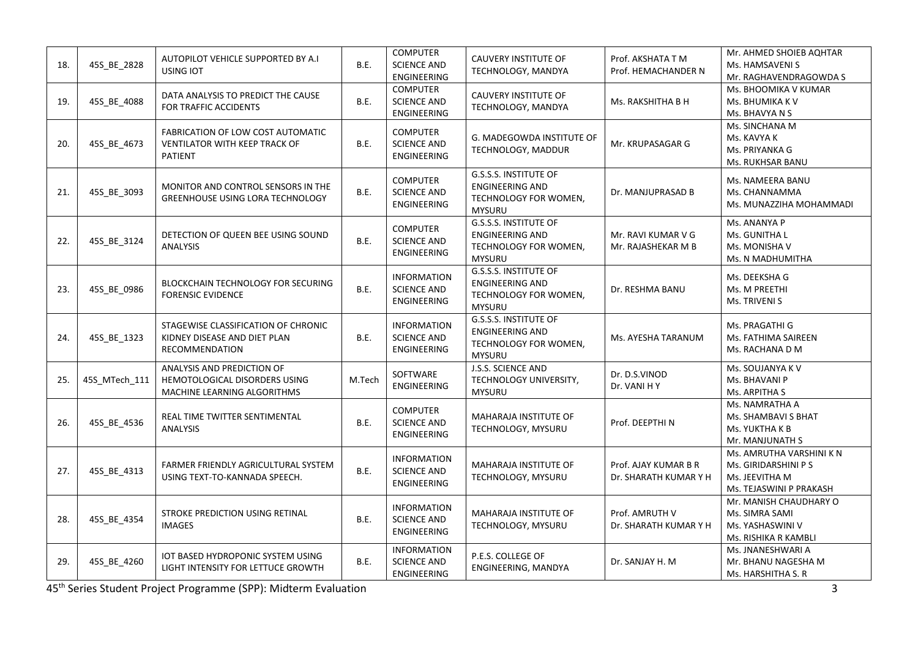| | | | | | | | |
|---|---|---|---|---|---|---|---|
| 18. | 45S_BE_2828 | AUTOPILOT VEHICLE SUPPORTED BY A.I USING IOT | B.E. | COMPUTER SCIENCE AND ENGINEERING | CAUVERY INSTITUTE OF TECHNOLOGY, MANDYA | Prof. AKSHATA T M<br>Prof. HEMACHANDER N | Mr. AHMED SHOIEB AQHTAR<br>Ms. HAMSAVENI S<br>Mr. RAGHAVENDRAGOWDA S |
| 19. | 45S_BE_4088 | DATA ANALYSIS TO PREDICT THE CAUSE FOR TRAFFIC ACCIDENTS | B.E. | COMPUTER SCIENCE AND ENGINEERING | CAUVERY INSTITUTE OF TECHNOLOGY, MANDYA | Ms. RAKSHITHA B H | Ms. BHOOMIKA V KUMAR<br>Ms. BHUMIKA K V<br>Ms. BHAVYA N S |
| 20. | 45S_BE_4673 | FABRICATION OF LOW COST AUTOMATIC VENTILATOR WITH KEEP TRACK OF PATIENT | B.E. | COMPUTER SCIENCE AND ENGINEERING | G. MADEGOWDA INSTITUTE OF TECHNOLOGY, MADDUR | Mr. KRUPASAGAR G | Ms. SINCHANA M<br>Ms. KAVYA K<br>Ms. PRIYANKA G<br>Ms. RUKHSAR BANU |
| 21. | 45S_BE_3093 | MONITOR AND CONTROL SENSORS IN THE GREENHOUSE USING LORA TECHNOLOGY | B.E. | COMPUTER SCIENCE AND ENGINEERING | G.S.S.S. INSTITUTE OF ENGINEERING AND TECHNOLOGY FOR WOMEN, MYSURU | Dr. MANJUPRASAD B | Ms. NAMEERA BANU<br>Ms. CHANNAMMA<br>Ms. MUNAZZIHA MOHAMMADI |
| 22. | 45S_BE_3124 | DETECTION OF QUEEN BEE USING SOUND ANALYSIS | B.E. | COMPUTER SCIENCE AND ENGINEERING | G.S.S.S. INSTITUTE OF ENGINEERING AND TECHNOLOGY FOR WOMEN, MYSURU | Mr. RAVI KUMAR V G<br>Mr. RAJASHEKAR M B | Ms. ANANYA P<br>Ms. GUNITHA L<br>Ms. MONISHA V<br>Ms. N MADHUMITHA |
| 23. | 45S_BE_0986 | BLOCKCHAIN TECHNOLOGY FOR SECURING FORENSIC EVIDENCE | B.E. | INFORMATION SCIENCE AND ENGINEERING | G.S.S.S. INSTITUTE OF ENGINEERING AND TECHNOLOGY FOR WOMEN, MYSURU | Dr. RESHMA BANU | Ms. DEEKSHA G<br>Ms. M PREETHI<br>Ms. TRIVENI S |
| 24. | 45S_BE_1323 | STAGEWISE CLASSIFICATION OF CHRONIC KIDNEY DISEASE AND DIET PLAN RECOMMENDATION | B.E. | INFORMATION SCIENCE AND ENGINEERING | G.S.S.S. INSTITUTE OF ENGINEERING AND TECHNOLOGY FOR WOMEN, MYSURU | Ms. AYESHA TARANUM | Ms. PRAGATHI G<br>Ms. FATHIMA SAIREEN<br>Ms. RACHANA D M |
| 25. | 45S_MTech_111 | ANALYSIS AND PREDICTION OF HEMOTOLOGICAL DISORDERS USING MACHINE LEARNING ALGORITHMS | M.Tech | SOFTWARE ENGINEERING | J.S.S. SCIENCE AND TECHNOLOGY UNIVERSITY, MYSURU | Dr. D.S.VINOD<br>Dr. VANI H Y | Ms. SOUJANYA K V<br>Ms. BHAVANI P<br>Ms. ARPITHA S |
| 26. | 45S_BE_4536 | REAL TIME TWITTER SENTIMENTAL ANALYSIS | B.E. | COMPUTER SCIENCE AND ENGINEERING | MAHARAJA INSTITUTE OF TECHNOLOGY, MYSURU | Prof. DEEPTHI N | Ms. NAMRATHA A<br>Ms. SHAMBAVI S BHAT<br>Ms. YUKTHA K B<br>Mr. MANJUNATH S |
| 27. | 45S_BE_4313 | FARMER FRIENDLY AGRICULTURAL SYSTEM USING TEXT-TO-KANNADA SPEECH. | B.E. | INFORMATION SCIENCE AND ENGINEERING | MAHARAJA INSTITUTE OF TECHNOLOGY, MYSURU | Prof. AJAY KUMAR B R<br>Dr. SHARATH KUMAR Y H | Ms. AMRUTHA VARSHINI K N<br>Ms. GIRIDARSHINI P S<br>Ms. JEEVITHA M<br>Ms. TEJASWINI P PRAKASH |
| 28. | 45S_BE_4354 | STROKE PREDICTION USING RETINAL IMAGES | B.E. | INFORMATION SCIENCE AND ENGINEERING | MAHARAJA INSTITUTE OF TECHNOLOGY, MYSURU | Prof. AMRUTH V<br>Dr. SHARATH KUMAR Y H | Mr. MANISH CHAUDHARY O<br>Ms. SIMRA SAMI<br>Ms. YASHASWINI V<br>Ms. RISHIKA R KAMBLI |
| 29. | 45S_BE_4260 | IOT BASED HYDROPONIC SYSTEM USING LIGHT INTENSITY FOR LETTUCE GROWTH | B.E. | INFORMATION SCIENCE AND ENGINEERING | P.E.S. COLLEGE OF ENGINEERING, MANDYA | Dr. SANJAY H. M | Ms. JNANESHWARI A<br>Mr. BHANU NAGESHA M<br>Ms. HARSHITHA S. R |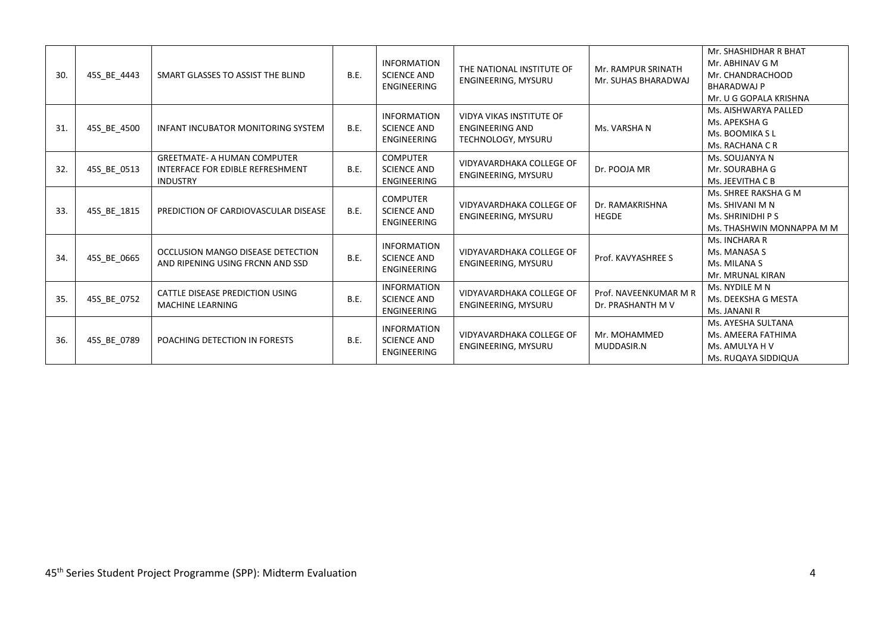| | | | | | | | |
|---|---|---|---|---|---|---|---|
| 30. | 45S_BE_4443 | SMART GLASSES TO ASSIST THE BLIND | B.E. | INFORMATION SCIENCE AND ENGINEERING | THE NATIONAL INSTITUTE OF ENGINEERING, MYSURU | Mr. RAMPUR SRINATH<br>Mr. SUHAS BHARADWAJ | Mr. SHASHIDHAR R BHAT<br>Mr. ABHINAV G M<br>Mr. CHANDRACHOOD BHARADWAJ P<br>Mr. U G GOPALA KRISHNA |
| 31. | 45S_BE_4500 | INFANT INCUBATOR MONITORING SYSTEM | B.E. | INFORMATION SCIENCE AND ENGINEERING | VIDYA VIKAS INSTITUTE OF ENGINEERING AND TECHNOLOGY, MYSURU | Ms. VARSHA N | Ms. AISHWARYA PALLED<br>Ms. APEKSHA G<br>Ms. BOOMIKA S L<br>Ms. RACHANA C R |
| 32. | 45S_BE_0513 | GREETMATE- A HUMAN COMPUTER INTERFACE FOR EDIBLE REFRESHMENT INDUSTRY | B.E. | COMPUTER SCIENCE AND ENGINEERING | VIDYAVARDHAKA COLLEGE OF ENGINEERING, MYSURU | Dr. POOJA MR | Ms. SOUJANYA N<br>Mr. SOURABHA G<br>Ms. JEEVITHA C B |
| 33. | 45S_BE_1815 | PREDICTION OF CARDIOVASCULAR DISEASE | B.E. | COMPUTER SCIENCE AND ENGINEERING | VIDYAVARDHAKA COLLEGE OF ENGINEERING, MYSURU | Dr. RAMAKRISHNA HEGDE | Ms. SHREE RAKSHA G M<br>Ms. SHIVANI M N<br>Ms. SHRINIDHI P S<br>Ms. THASHWIN MONNAPPA M M |
| 34. | 45S_BE_0665 | OCCLUSION MANGO DISEASE DETECTION AND RIPENING USING FRCNN AND SSD | B.E. | INFORMATION SCIENCE AND ENGINEERING | VIDYAVARDHAKA COLLEGE OF ENGINEERING, MYSURU | Prof. KAVYASHREE S | Ms. INCHARA R<br>Ms. MANASA S<br>Ms. MILANA S<br>Mr. MRUNAL KIRAN |
| 35. | 45S_BE_0752 | CATTLE DISEASE PREDICTION USING MACHINE LEARNING | B.E. | INFORMATION SCIENCE AND ENGINEERING | VIDYAVARDHAKA COLLEGE OF ENGINEERING, MYSURU | Prof. NAVEENKUMAR M R<br>Dr. PRASHANTH M V | Ms. NYDILE M N<br>Ms. DEEKSHA G MESTA<br>Ms. JANANI R |
| 36. | 45S_BE_0789 | POACHING DETECTION IN FORESTS | B.E. | INFORMATION SCIENCE AND ENGINEERING | VIDYAVARDHAKA COLLEGE OF ENGINEERING, MYSURU | Mr. MOHAMMED MUDDASIR.N | Ms. AYESHA SULTANA<br>Ms. AMEERA FATHIMA<br>Ms. AMULYA H V<br>Ms. RUQAYA SIDDIQUA |